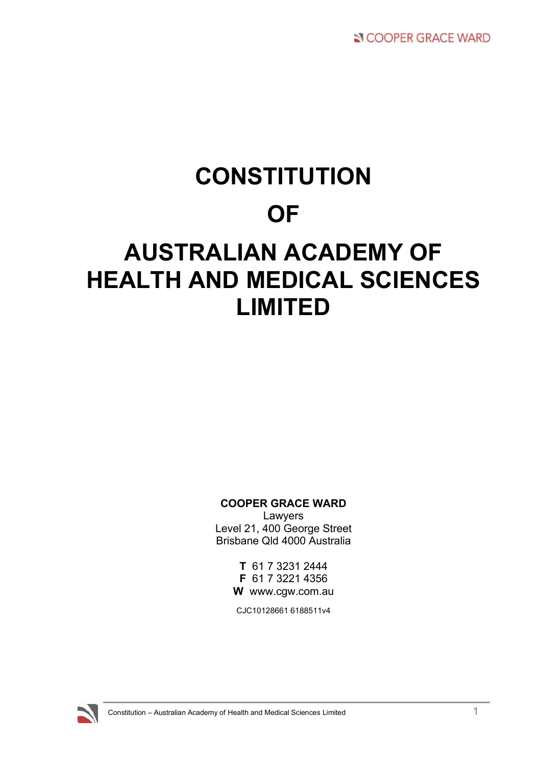# CONSTITUTION

# OF

# AUSTRALIAN ACADEMY OF HEALTH AND MEDICAL SCIENCES LIMITED

**COOPER GRACE WARD**
Lawyers
Level 21, 400 George Street
Brisbane Qld 4000 Australia

**T** 61 7 3231 2444
**F** 61 7 3221 4356
**W** www.cgw.com.au

CJC10128661 6188511v4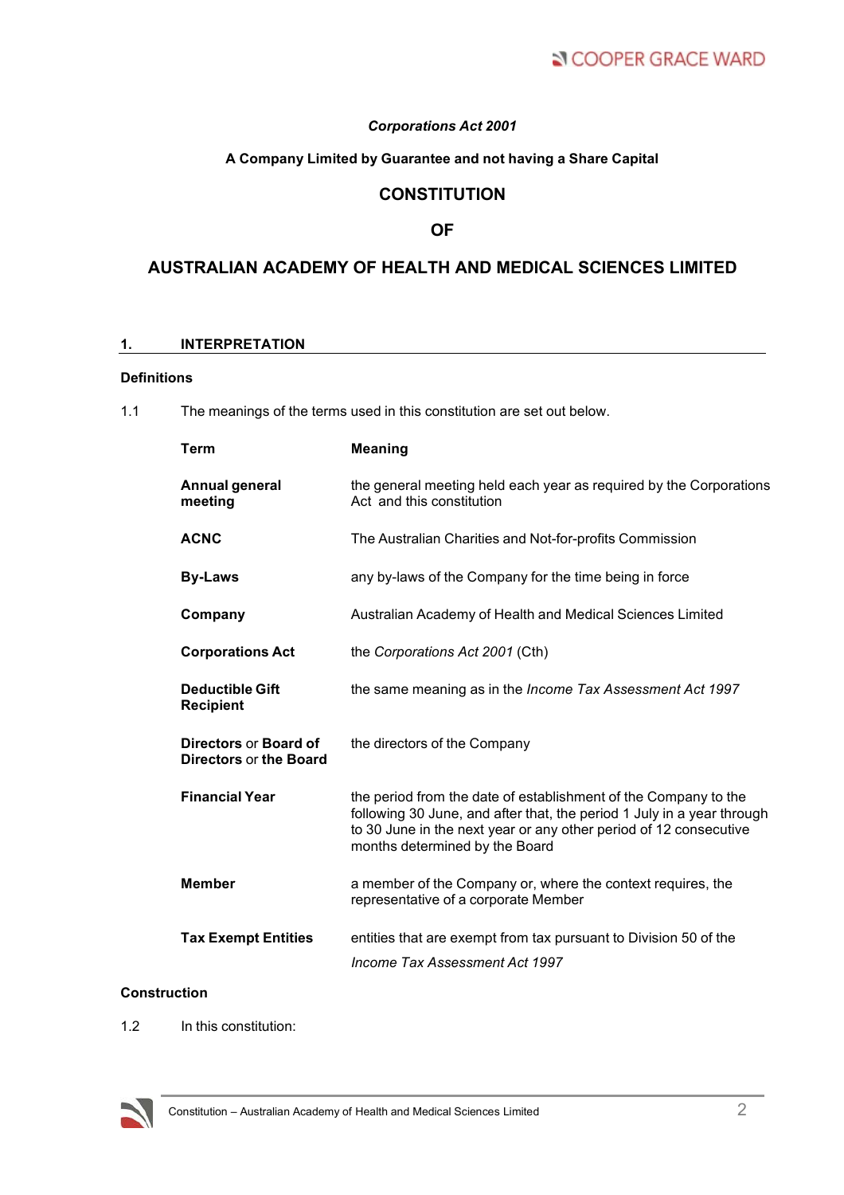*Corporations Act 2001*

**A Company Limited by Guarantee and not having a Share Capital**

# CONSTITUTION

# OF

# AUSTRALIAN ACADEMY OF HEALTH AND MEDICAL SCIENCES LIMITED

## 1. INTERPRETATION

### Definitions

1.1 The meanings of the terms used in this constitution are set out below.

| Term | Meaning |
|---|---|
| **Annual general meeting** | the general meeting held each year as required by the Corporations Act and this constitution |
| **ACNC** | The Australian Charities and Not-for-profits Commission |
| **By-Laws** | any by-laws of the Company for the time being in force |
| **Company** | Australian Academy of Health and Medical Sciences Limited |
| **Corporations Act** | the *Corporations Act 2001* (Cth) |
| **Deductible Gift Recipient** | the same meaning as in the *Income Tax Assessment Act 1997* |
| **Directors** or **Board of Directors** or **the Board** | the directors of the Company |
| **Financial Year** | the period from the date of establishment of the Company to the following 30 June, and after that, the period 1 July in a year through to 30 June in the next year or any other period of 12 consecutive months determined by the Board |
| **Member** | a member of the Company or, where the context requires, the representative of a corporate Member |
| **Tax Exempt Entities** | entities that are exempt from tax pursuant to Division 50 of the *Income Tax Assessment Act 1997* |

### Construction

1.2 In this constitution: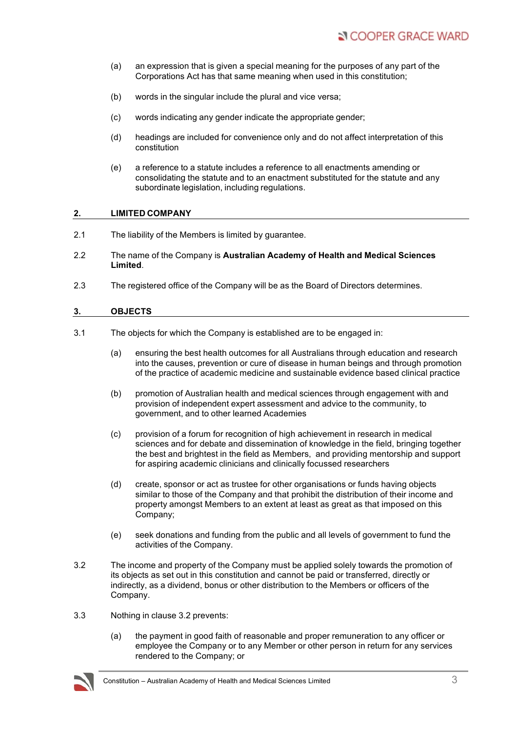(a) an expression that is given a special meaning for the purposes of any part of the Corporations Act has that same meaning when used in this constitution;

(b) words in the singular include the plural and vice versa;

(c) words indicating any gender indicate the appropriate gender;

(d) headings are included for convenience only and do not affect interpretation of this constitution

(e) a reference to a statute includes a reference to all enactments amending or consolidating the statute and to an enactment substituted for the statute and any subordinate legislation, including regulations.

## 2. LIMITED COMPANY

2.1 The liability of the Members is limited by guarantee.

2.2 The name of the Company is **Australian Academy of Health and Medical Sciences Limited**.

2.3 The registered office of the Company will be as the Board of Directors determines.

## 3. OBJECTS

3.1 The objects for which the Company is established are to be engaged in:

(a) ensuring the best health outcomes for all Australians through education and research into the causes, prevention or cure of disease in human beings and through promotion of the practice of academic medicine and sustainable evidence based clinical practice

(b) promotion of Australian health and medical sciences through engagement with and provision of independent expert assessment and advice to the community, to government, and to other learned Academies

(c) provision of a forum for recognition of high achievement in research in medical sciences and for debate and dissemination of knowledge in the field, bringing together the best and brightest in the field as Members, and providing mentorship and support for aspiring academic clinicians and clinically focussed researchers

(d) create, sponsor or act as trustee for other organisations or funds having objects similar to those of the Company and that prohibit the distribution of their income and property amongst Members to an extent at least as great as that imposed on this Company;

(e) seek donations and funding from the public and all levels of government to fund the activities of the Company.

3.2 The income and property of the Company must be applied solely towards the promotion of its objects as set out in this constitution and cannot be paid or transferred, directly or indirectly, as a dividend, bonus or other distribution to the Members or officers of the Company.

3.3 Nothing in clause 3.2 prevents:

(a) the payment in good faith of reasonable and proper remuneration to any officer or employee the Company or to any Member or other person in return for any services rendered to the Company; or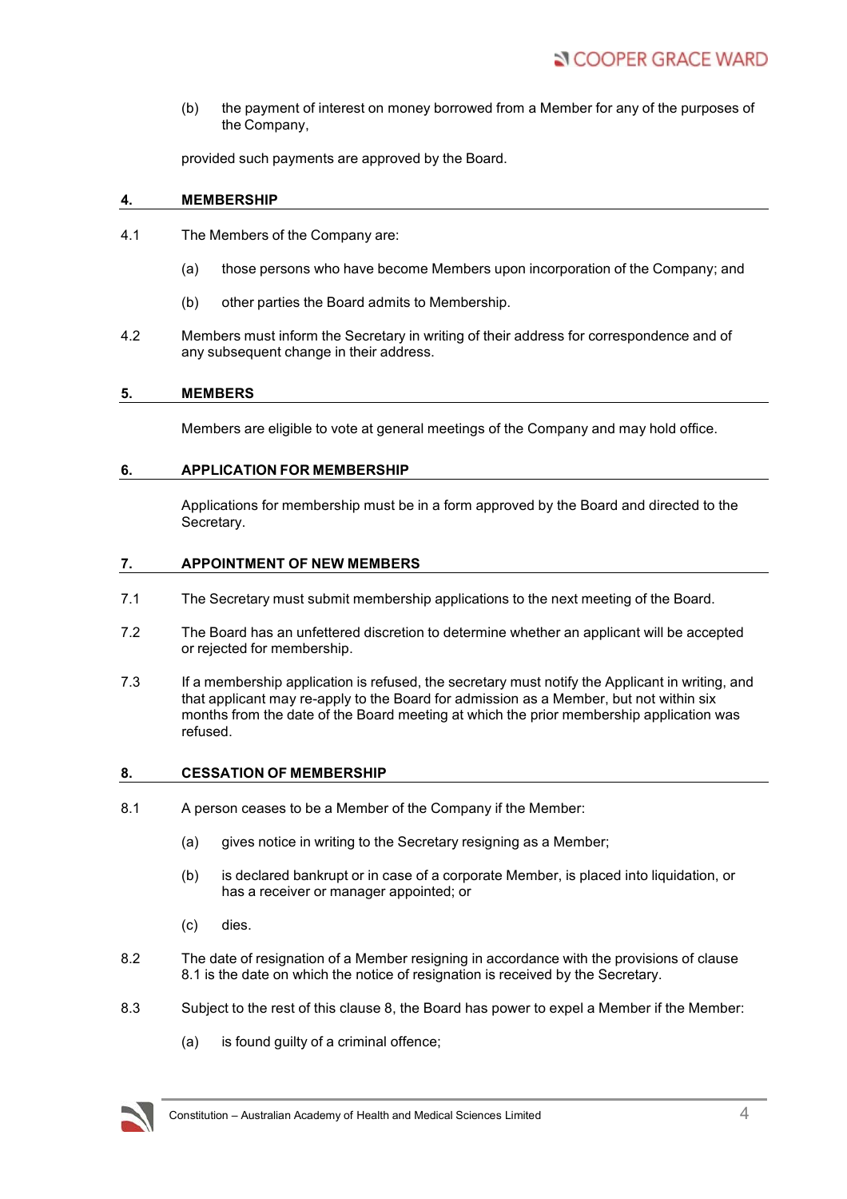(b) the payment of interest on money borrowed from a Member for any of the purposes of the Company,

provided such payments are approved by the Board.

## 4. MEMBERSHIP

4.1 The Members of the Company are:

(a) those persons who have become Members upon incorporation of the Company; and

(b) other parties the Board admits to Membership.

4.2 Members must inform the Secretary in writing of their address for correspondence and of any subsequent change in their address.

## 5. MEMBERS

Members are eligible to vote at general meetings of the Company and may hold office.

## 6. APPLICATION FOR MEMBERSHIP

Applications for membership must be in a form approved by the Board and directed to the Secretary.

## 7. APPOINTMENT OF NEW MEMBERS

7.1 The Secretary must submit membership applications to the next meeting of the Board.

7.2 The Board has an unfettered discretion to determine whether an applicant will be accepted or rejected for membership.

7.3 If a membership application is refused, the secretary must notify the Applicant in writing, and that applicant may re-apply to the Board for admission as a Member, but not within six months from the date of the Board meeting at which the prior membership application was refused.

## 8. CESSATION OF MEMBERSHIP

8.1 A person ceases to be a Member of the Company if the Member:

(a) gives notice in writing to the Secretary resigning as a Member;

(b) is declared bankrupt or in case of a corporate Member, is placed into liquidation, or has a receiver or manager appointed; or

(c) dies.

8.2 The date of resignation of a Member resigning in accordance with the provisions of clause 8.1 is the date on which the notice of resignation is received by the Secretary.

8.3 Subject to the rest of this clause 8, the Board has power to expel a Member if the Member:

(a) is found guilty of a criminal offence;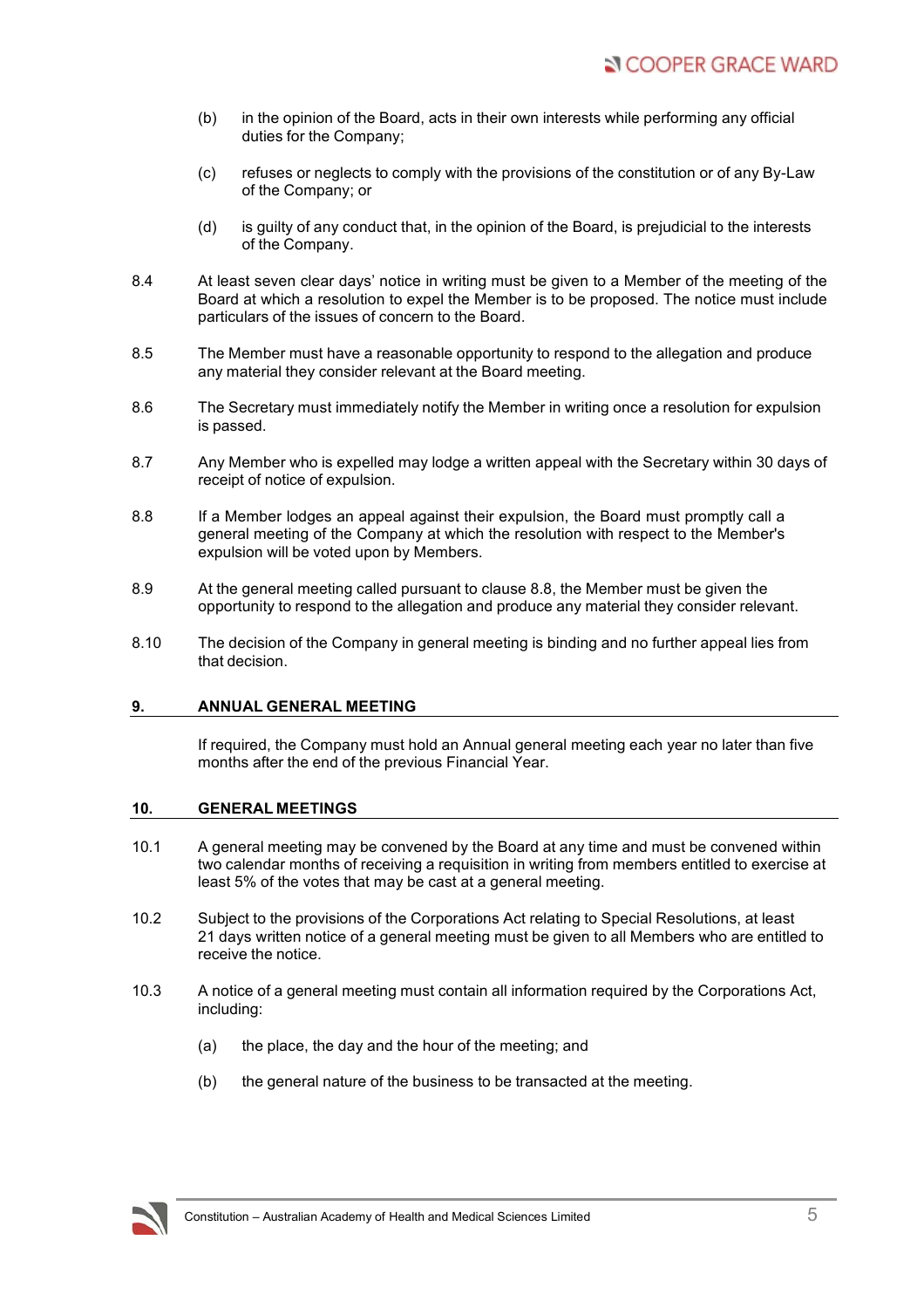(b) in the opinion of the Board, acts in their own interests while performing any official duties for the Company;

(c) refuses or neglects to comply with the provisions of the constitution or of any By-Law of the Company; or

(d) is guilty of any conduct that, in the opinion of the Board, is prejudicial to the interests of the Company.

8.4 At least seven clear days' notice in writing must be given to a Member of the meeting of the Board at which a resolution to expel the Member is to be proposed. The notice must include particulars of the issues of concern to the Board.

8.5 The Member must have a reasonable opportunity to respond to the allegation and produce any material they consider relevant at the Board meeting.

8.6 The Secretary must immediately notify the Member in writing once a resolution for expulsion is passed.

8.7 Any Member who is expelled may lodge a written appeal with the Secretary within 30 days of receipt of notice of expulsion.

8.8 If a Member lodges an appeal against their expulsion, the Board must promptly call a general meeting of the Company at which the resolution with respect to the Member's expulsion will be voted upon by Members.

8.9 At the general meeting called pursuant to clause 8.8, the Member must be given the opportunity to respond to the allegation and produce any material they consider relevant.

8.10 The decision of the Company in general meeting is binding and no further appeal lies from that decision.

## 9. ANNUAL GENERAL MEETING

If required, the Company must hold an Annual general meeting each year no later than five months after the end of the previous Financial Year.

## 10. GENERAL MEETINGS

10.1 A general meeting may be convened by the Board at any time and must be convened within two calendar months of receiving a requisition in writing from members entitled to exercise at least 5% of the votes that may be cast at a general meeting.

10.2 Subject to the provisions of the Corporations Act relating to Special Resolutions, at least 21 days written notice of a general meeting must be given to all Members who are entitled to receive the notice.

10.3 A notice of a general meeting must contain all information required by the Corporations Act, including:

(a) the place, the day and the hour of the meeting; and

(b) the general nature of the business to be transacted at the meeting.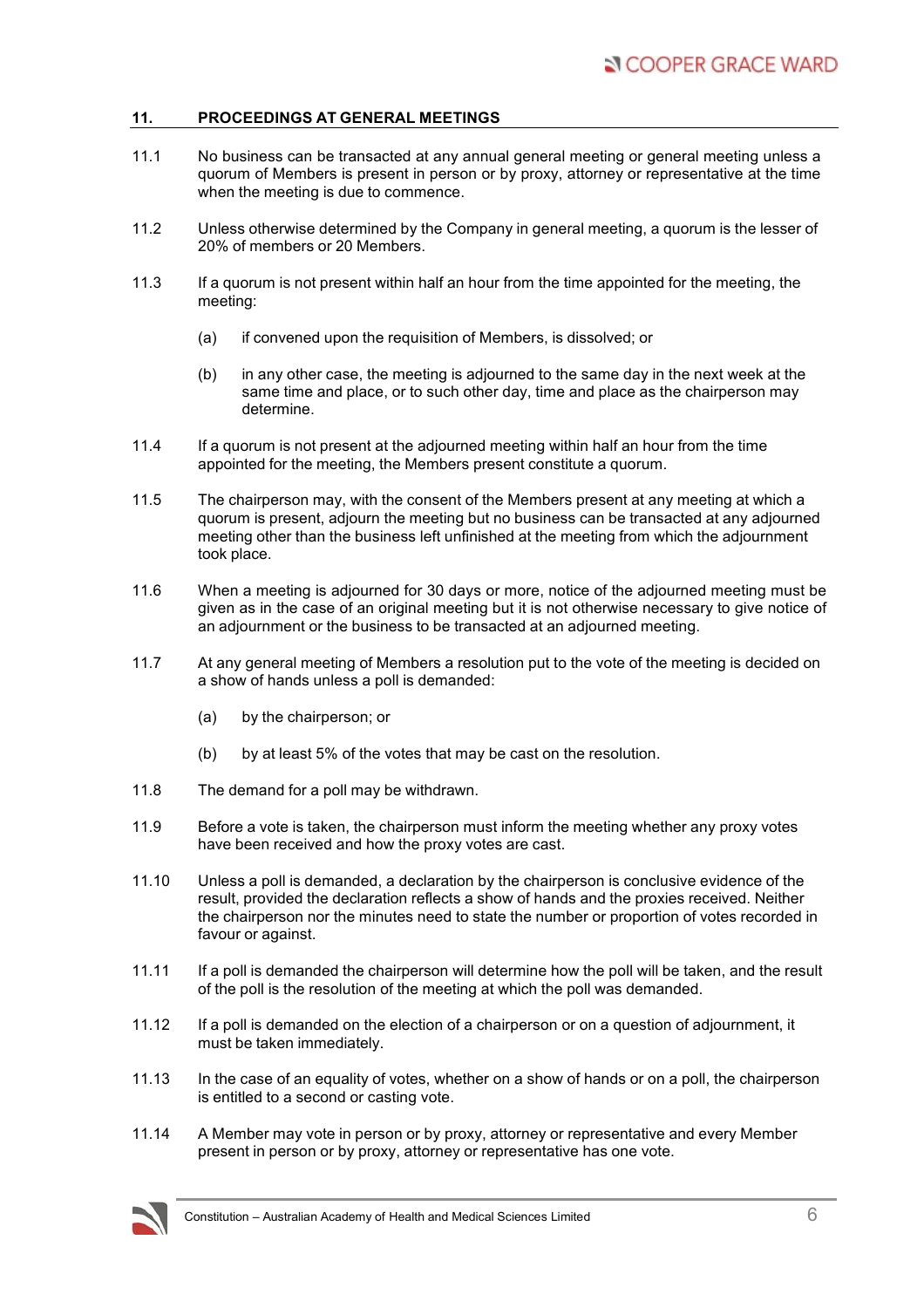## 11. PROCEEDINGS AT GENERAL MEETINGS

11.1 No business can be transacted at any annual general meeting or general meeting unless a quorum of Members is present in person or by proxy, attorney or representative at the time when the meeting is due to commence.

11.2 Unless otherwise determined by the Company in general meeting, a quorum is the lesser of 20% of members or 20 Members.

11.3 If a quorum is not present within half an hour from the time appointed for the meeting, the meeting:

(a) if convened upon the requisition of Members, is dissolved; or

(b) in any other case, the meeting is adjourned to the same day in the next week at the same time and place, or to such other day, time and place as the chairperson may determine.

11.4 If a quorum is not present at the adjourned meeting within half an hour from the time appointed for the meeting, the Members present constitute a quorum.

11.5 The chairperson may, with the consent of the Members present at any meeting at which a quorum is present, adjourn the meeting but no business can be transacted at any adjourned meeting other than the business left unfinished at the meeting from which the adjournment took place.

11.6 When a meeting is adjourned for 30 days or more, notice of the adjourned meeting must be given as in the case of an original meeting but it is not otherwise necessary to give notice of an adjournment or the business to be transacted at an adjourned meeting.

11.7 At any general meeting of Members a resolution put to the vote of the meeting is decided on a show of hands unless a poll is demanded:

(a) by the chairperson; or

(b) by at least 5% of the votes that may be cast on the resolution.

11.8 The demand for a poll may be withdrawn.

11.9 Before a vote is taken, the chairperson must inform the meeting whether any proxy votes have been received and how the proxy votes are cast.

11.10 Unless a poll is demanded, a declaration by the chairperson is conclusive evidence of the result, provided the declaration reflects a show of hands and the proxies received. Neither the chairperson nor the minutes need to state the number or proportion of votes recorded in favour or against.

11.11 If a poll is demanded the chairperson will determine how the poll will be taken, and the result of the poll is the resolution of the meeting at which the poll was demanded.

11.12 If a poll is demanded on the election of a chairperson or on a question of adjournment, it must be taken immediately.

11.13 In the case of an equality of votes, whether on a show of hands or on a poll, the chairperson is entitled to a second or casting vote.

11.14 A Member may vote in person or by proxy, attorney or representative and every Member present in person or by proxy, attorney or representative has one vote.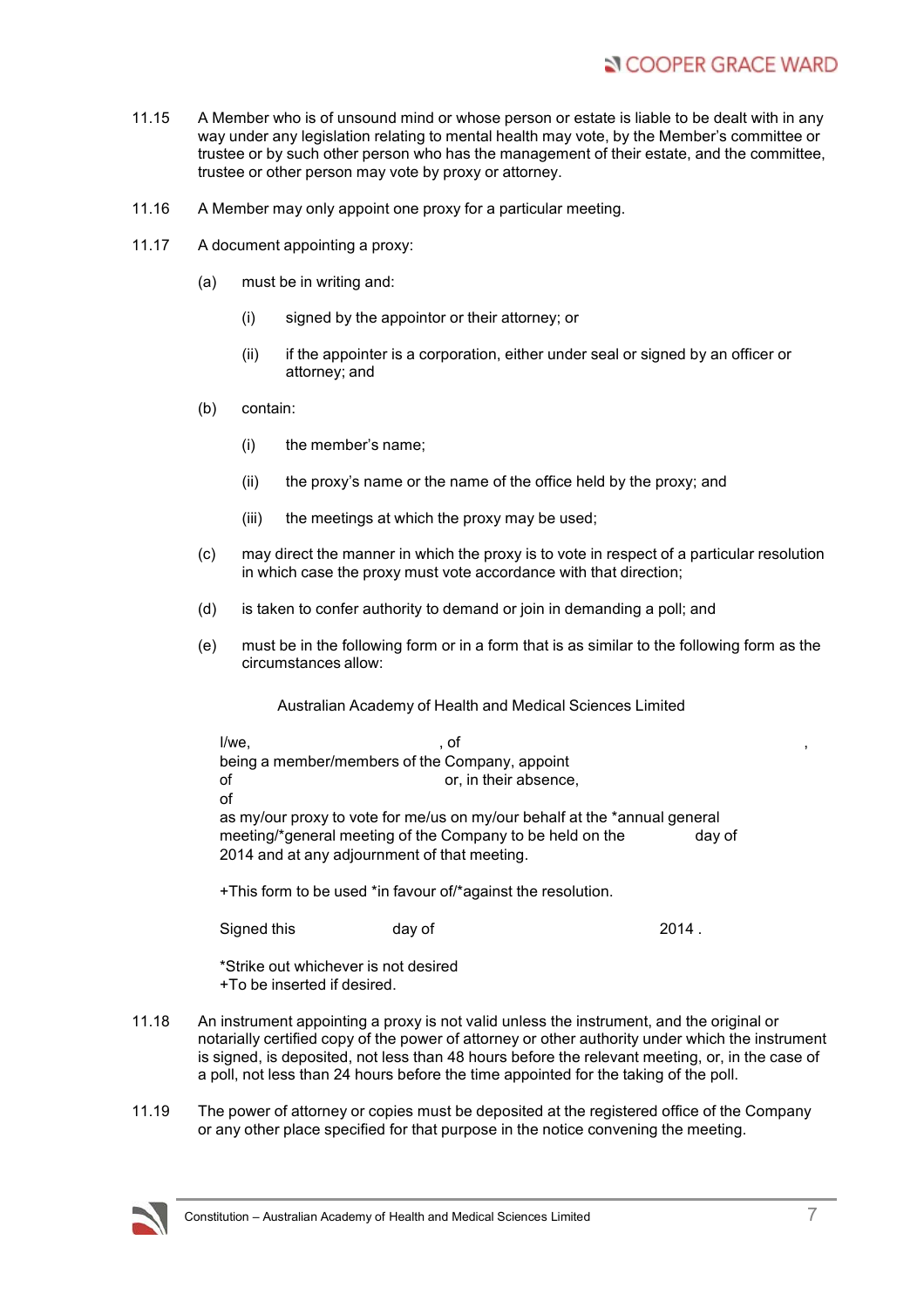11.15 A Member who is of unsound mind or whose person or estate is liable to be dealt with in any way under any legislation relating to mental health may vote, by the Member's committee or trustee or by such other person who has the management of their estate, and the committee, trustee or other person may vote by proxy or attorney.

11.16 A Member may only appoint one proxy for a particular meeting.

11.17 A document appointing a proxy:

(a) must be in writing and:

  (i) signed by the appointor or their attorney; or

  (ii) if the appointer is a corporation, either under seal or signed by an officer or attorney; and

(b) contain:

  (i) the member's name;

  (ii) the proxy's name or the name of the office held by the proxy; and

  (iii) the meetings at which the proxy may be used;

(c) may direct the manner in which the proxy is to vote in respect of a particular resolution in which case the proxy must vote accordance with that direction;

(d) is taken to confer authority to demand or join in demanding a poll; and

(e) must be in the following form or in a form that is as similar to the following form as the circumstances allow:

> Australian Academy of Health and Medical Sciences Limited
>
> I/we, , of ,
> being a member/members of the Company, appoint
> of or, in their absence,
> of
> as my/our proxy to vote for me/us on my/our behalf at the *annual general meeting/*general meeting of the Company to be held on the day of 2014 and at any adjournment of that meeting.
>
> +This form to be used *in favour of/*against the resolution.
>
> Signed this day of 2014 .
>
> *Strike out whichever is not desired
> +To be inserted if desired.

11.18 An instrument appointing a proxy is not valid unless the instrument, and the original or notarially certified copy of the power of attorney or other authority under which the instrument is signed, is deposited, not less than 48 hours before the relevant meeting, or, in the case of a poll, not less than 24 hours before the time appointed for the taking of the poll.

11.19 The power of attorney or copies must be deposited at the registered office of the Company or any other place specified for that purpose in the notice convening the meeting.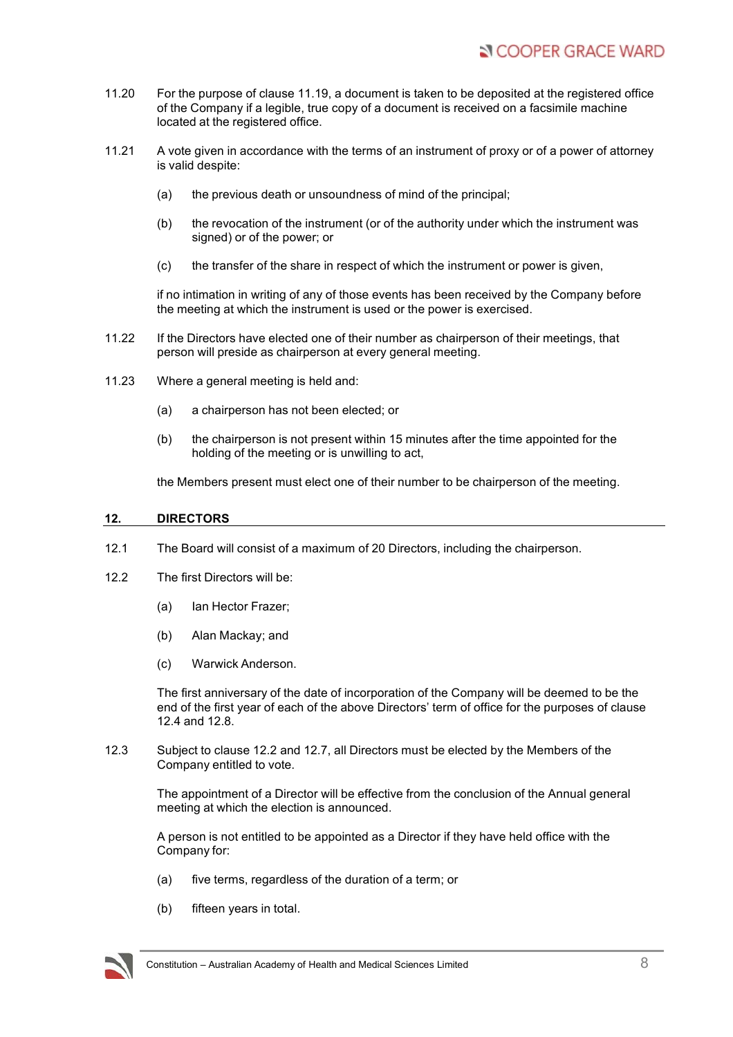11.20 For the purpose of clause 11.19, a document is taken to be deposited at the registered office of the Company if a legible, true copy of a document is received on a facsimile machine located at the registered office.

11.21 A vote given in accordance with the terms of an instrument of proxy or of a power of attorney is valid despite:

(a) the previous death or unsoundness of mind of the principal;

(b) the revocation of the instrument (or of the authority under which the instrument was signed) or of the power; or

(c) the transfer of the share in respect of which the instrument or power is given,

if no intimation in writing of any of those events has been received by the Company before the meeting at which the instrument is used or the power is exercised.

11.22 If the Directors have elected one of their number as chairperson of their meetings, that person will preside as chairperson at every general meeting.

11.23 Where a general meeting is held and:

(a) a chairperson has not been elected; or

(b) the chairperson is not present within 15 minutes after the time appointed for the holding of the meeting or is unwilling to act,

the Members present must elect one of their number to be chairperson of the meeting.

## 12. DIRECTORS

12.1 The Board will consist of a maximum of 20 Directors, including the chairperson.

12.2 The first Directors will be:

(a) Ian Hector Frazer;

(b) Alan Mackay; and

(c) Warwick Anderson.

The first anniversary of the date of incorporation of the Company will be deemed to be the end of the first year of each of the above Directors' term of office for the purposes of clause 12.4 and 12.8.

12.3 Subject to clause 12.2 and 12.7, all Directors must be elected by the Members of the Company entitled to vote.

The appointment of a Director will be effective from the conclusion of the Annual general meeting at which the election is announced.

A person is not entitled to be appointed as a Director if they have held office with the Company for:

(a) five terms, regardless of the duration of a term; or

(b) fifteen years in total.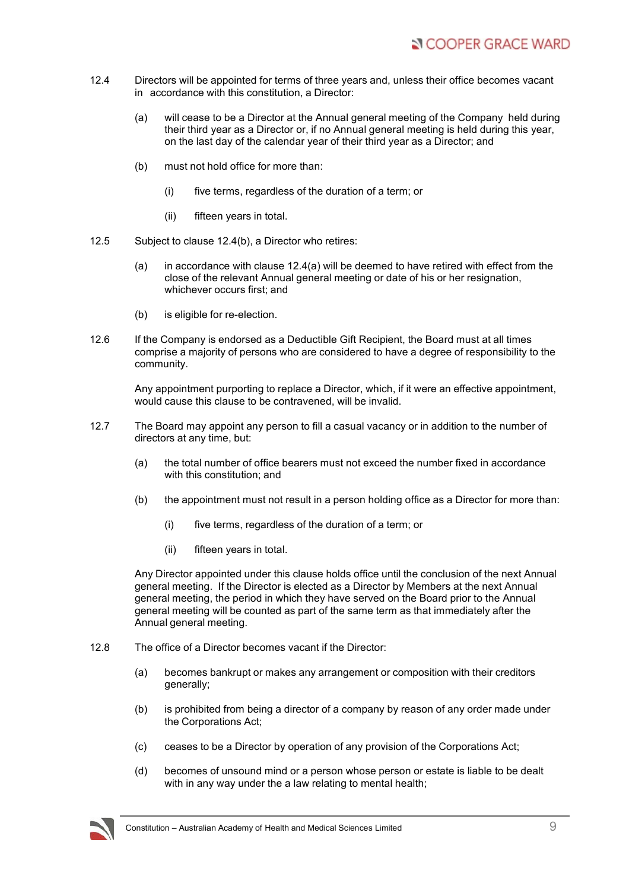12.4 Directors will be appointed for terms of three years and, unless their office becomes vacant in accordance with this constitution, a Director:

(a) will cease to be a Director at the Annual general meeting of the Company held during their third year as a Director or, if no Annual general meeting is held during this year, on the last day of the calendar year of their third year as a Director; and

(b) must not hold office for more than:

(i) five terms, regardless of the duration of a term; or

(ii) fifteen years in total.

12.5 Subject to clause 12.4(b), a Director who retires:

(a) in accordance with clause 12.4(a) will be deemed to have retired with effect from the close of the relevant Annual general meeting or date of his or her resignation, whichever occurs first; and

(b) is eligible for re-election.

12.6 If the Company is endorsed as a Deductible Gift Recipient, the Board must at all times comprise a majority of persons who are considered to have a degree of responsibility to the community.

Any appointment purporting to replace a Director, which, if it were an effective appointment, would cause this clause to be contravened, will be invalid.

12.7 The Board may appoint any person to fill a casual vacancy or in addition to the number of directors at any time, but:

(a) the total number of office bearers must not exceed the number fixed in accordance with this constitution; and

(b) the appointment must not result in a person holding office as a Director for more than:

(i) five terms, regardless of the duration of a term; or

(ii) fifteen years in total.

Any Director appointed under this clause holds office until the conclusion of the next Annual general meeting. If the Director is elected as a Director by Members at the next Annual general meeting, the period in which they have served on the Board prior to the Annual general meeting will be counted as part of the same term as that immediately after the Annual general meeting.

12.8 The office of a Director becomes vacant if the Director:

(a) becomes bankrupt or makes any arrangement or composition with their creditors generally;

(b) is prohibited from being a director of a company by reason of any order made under the Corporations Act;

(c) ceases to be a Director by operation of any provision of the Corporations Act;

(d) becomes of unsound mind or a person whose person or estate is liable to be dealt with in any way under the a law relating to mental health;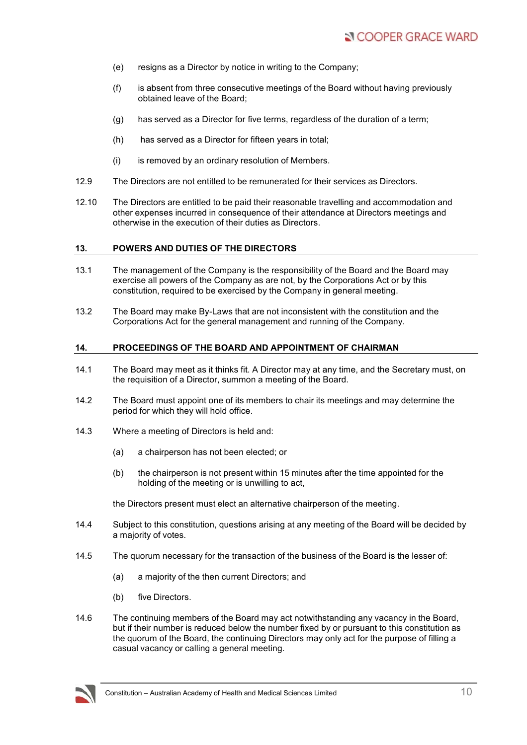(e) resigns as a Director by notice in writing to the Company;

(f) is absent from three consecutive meetings of the Board without having previously obtained leave of the Board;

(g) has served as a Director for five terms, regardless of the duration of a term;

(h) has served as a Director for fifteen years in total;

(i) is removed by an ordinary resolution of Members.

12.9 The Directors are not entitled to be remunerated for their services as Directors.

12.10 The Directors are entitled to be paid their reasonable travelling and accommodation and other expenses incurred in consequence of their attendance at Directors meetings and otherwise in the execution of their duties as Directors.

## 13. POWERS AND DUTIES OF THE DIRECTORS

13.1 The management of the Company is the responsibility of the Board and the Board may exercise all powers of the Company as are not, by the Corporations Act or by this constitution, required to be exercised by the Company in general meeting.

13.2 The Board may make By-Laws that are not inconsistent with the constitution and the Corporations Act for the general management and running of the Company.

## 14. PROCEEDINGS OF THE BOARD AND APPOINTMENT OF CHAIRMAN

14.1 The Board may meet as it thinks fit. A Director may at any time, and the Secretary must, on the requisition of a Director, summon a meeting of the Board.

14.2 The Board must appoint one of its members to chair its meetings and may determine the period for which they will hold office.

14.3 Where a meeting of Directors is held and:

(a) a chairperson has not been elected; or

(b) the chairperson is not present within 15 minutes after the time appointed for the holding of the meeting or is unwilling to act,

the Directors present must elect an alternative chairperson of the meeting.

14.4 Subject to this constitution, questions arising at any meeting of the Board will be decided by a majority of votes.

14.5 The quorum necessary for the transaction of the business of the Board is the lesser of:

(a) a majority of the then current Directors; and

(b) five Directors.

14.6 The continuing members of the Board may act notwithstanding any vacancy in the Board, but if their number is reduced below the number fixed by or pursuant to this constitution as the quorum of the Board, the continuing Directors may only act for the purpose of filling a casual vacancy or calling a general meeting.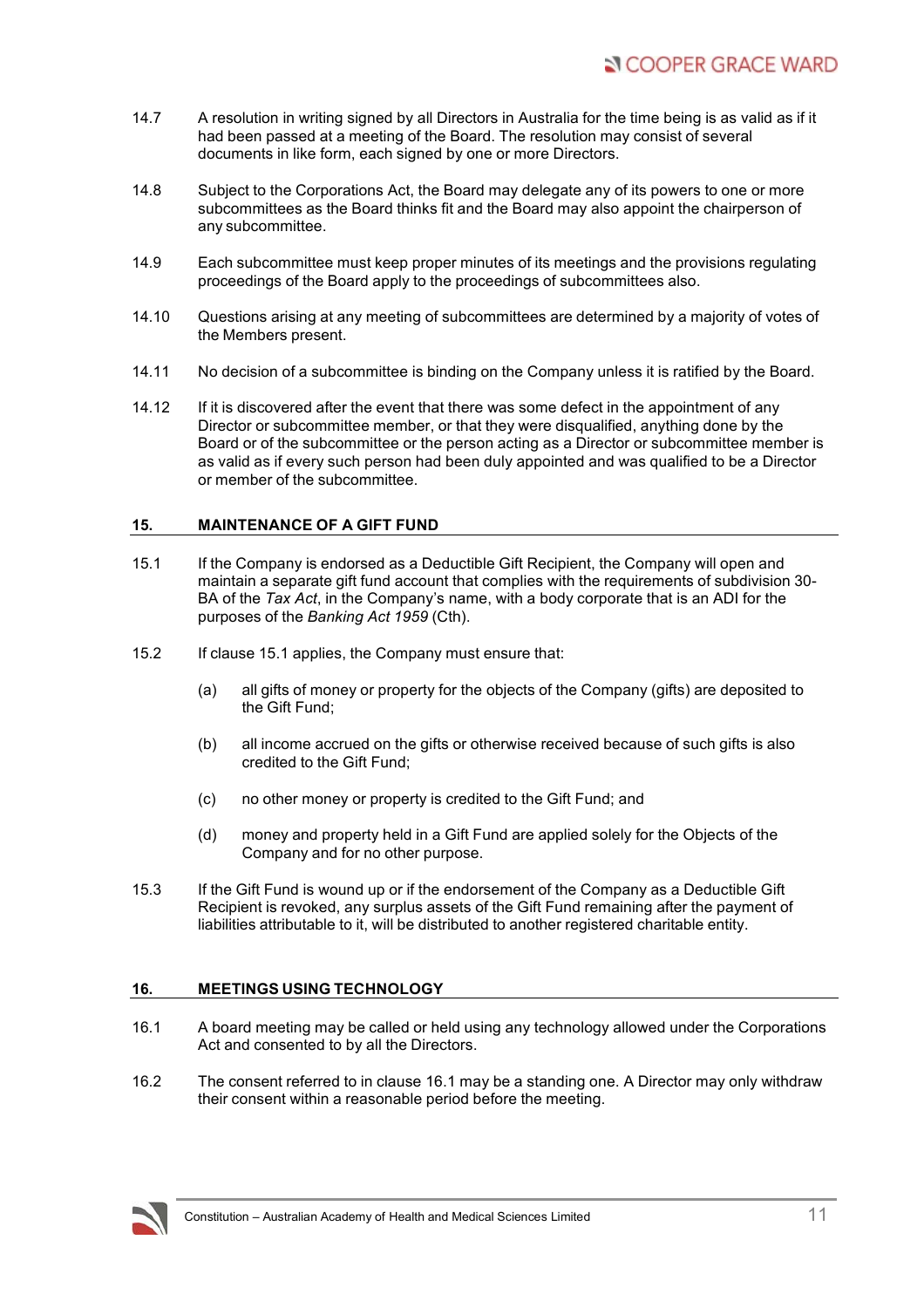14.7 A resolution in writing signed by all Directors in Australia for the time being is as valid as if it had been passed at a meeting of the Board. The resolution may consist of several documents in like form, each signed by one or more Directors.

14.8 Subject to the Corporations Act, the Board may delegate any of its powers to one or more subcommittees as the Board thinks fit and the Board may also appoint the chairperson of any subcommittee.

14.9 Each subcommittee must keep proper minutes of its meetings and the provisions regulating proceedings of the Board apply to the proceedings of subcommittees also.

14.10 Questions arising at any meeting of subcommittees are determined by a majority of votes of the Members present.

14.11 No decision of a subcommittee is binding on the Company unless it is ratified by the Board.

14.12 If it is discovered after the event that there was some defect in the appointment of any Director or subcommittee member, or that they were disqualified, anything done by the Board or of the subcommittee or the person acting as a Director or subcommittee member is as valid as if every such person had been duly appointed and was qualified to be a Director or member of the subcommittee.

## 15. MAINTENANCE OF A GIFT FUND

15.1 If the Company is endorsed as a Deductible Gift Recipient, the Company will open and maintain a separate gift fund account that complies with the requirements of subdivision 30-BA of the *Tax Act*, in the Company's name, with a body corporate that is an ADI for the purposes of the *Banking Act 1959* (Cth).

15.2 If clause 15.1 applies, the Company must ensure that:

(a) all gifts of money or property for the objects of the Company (gifts) are deposited to the Gift Fund;

(b) all income accrued on the gifts or otherwise received because of such gifts is also credited to the Gift Fund;

(c) no other money or property is credited to the Gift Fund; and

(d) money and property held in a Gift Fund are applied solely for the Objects of the Company and for no other purpose.

15.3 If the Gift Fund is wound up or if the endorsement of the Company as a Deductible Gift Recipient is revoked, any surplus assets of the Gift Fund remaining after the payment of liabilities attributable to it, will be distributed to another registered charitable entity.

## 16. MEETINGS USING TECHNOLOGY

16.1 A board meeting may be called or held using any technology allowed under the Corporations Act and consented to by all the Directors.

16.2 The consent referred to in clause 16.1 may be a standing one. A Director may only withdraw their consent within a reasonable period before the meeting.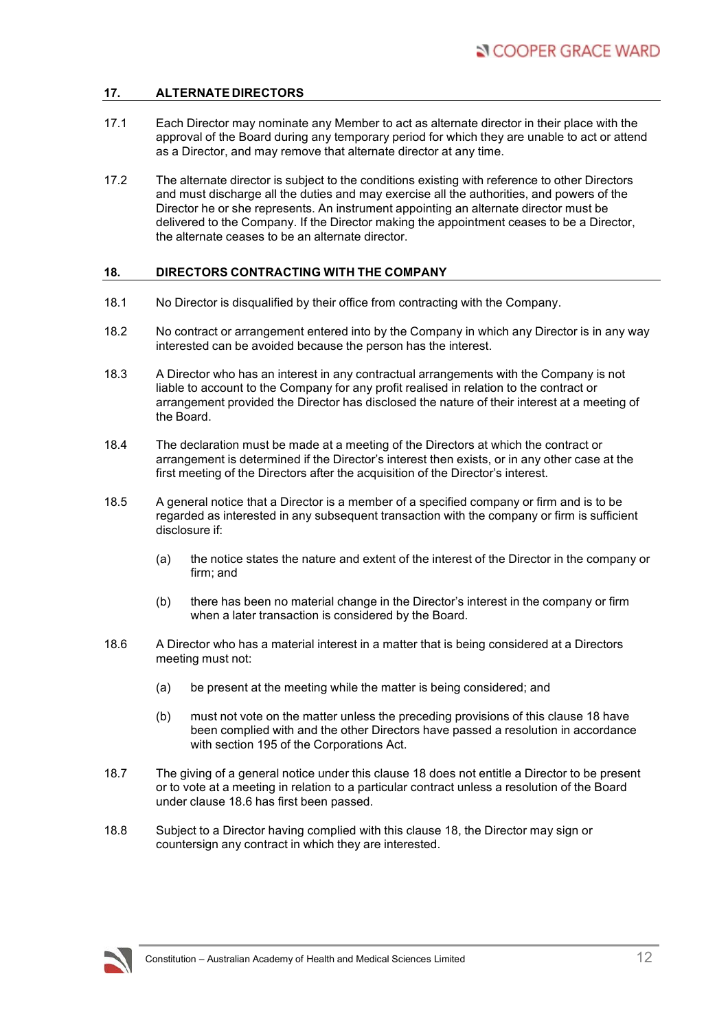## 17. ALTERNATE DIRECTORS

17.1 Each Director may nominate any Member to act as alternate director in their place with the approval of the Board during any temporary period for which they are unable to act or attend as a Director, and may remove that alternate director at any time.

17.2 The alternate director is subject to the conditions existing with reference to other Directors and must discharge all the duties and may exercise all the authorities, and powers of the Director he or she represents. An instrument appointing an alternate director must be delivered to the Company. If the Director making the appointment ceases to be a Director, the alternate ceases to be an alternate director.

## 18. DIRECTORS CONTRACTING WITH THE COMPANY

18.1 No Director is disqualified by their office from contracting with the Company.

18.2 No contract or arrangement entered into by the Company in which any Director is in any way interested can be avoided because the person has the interest.

18.3 A Director who has an interest in any contractual arrangements with the Company is not liable to account to the Company for any profit realised in relation to the contract or arrangement provided the Director has disclosed the nature of their interest at a meeting of the Board.

18.4 The declaration must be made at a meeting of the Directors at which the contract or arrangement is determined if the Director's interest then exists, or in any other case at the first meeting of the Directors after the acquisition of the Director's interest.

18.5 A general notice that a Director is a member of a specified company or firm and is to be regarded as interested in any subsequent transaction with the company or firm is sufficient disclosure if:

(a) the notice states the nature and extent of the interest of the Director in the company or firm; and

(b) there has been no material change in the Director's interest in the company or firm when a later transaction is considered by the Board.

18.6 A Director who has a material interest in a matter that is being considered at a Directors meeting must not:

(a) be present at the meeting while the matter is being considered; and

(b) must not vote on the matter unless the preceding provisions of this clause 18 have been complied with and the other Directors have passed a resolution in accordance with section 195 of the Corporations Act.

18.7 The giving of a general notice under this clause 18 does not entitle a Director to be present or to vote at a meeting in relation to a particular contract unless a resolution of the Board under clause 18.6 has first been passed.

18.8 Subject to a Director having complied with this clause 18, the Director may sign or countersign any contract in which they are interested.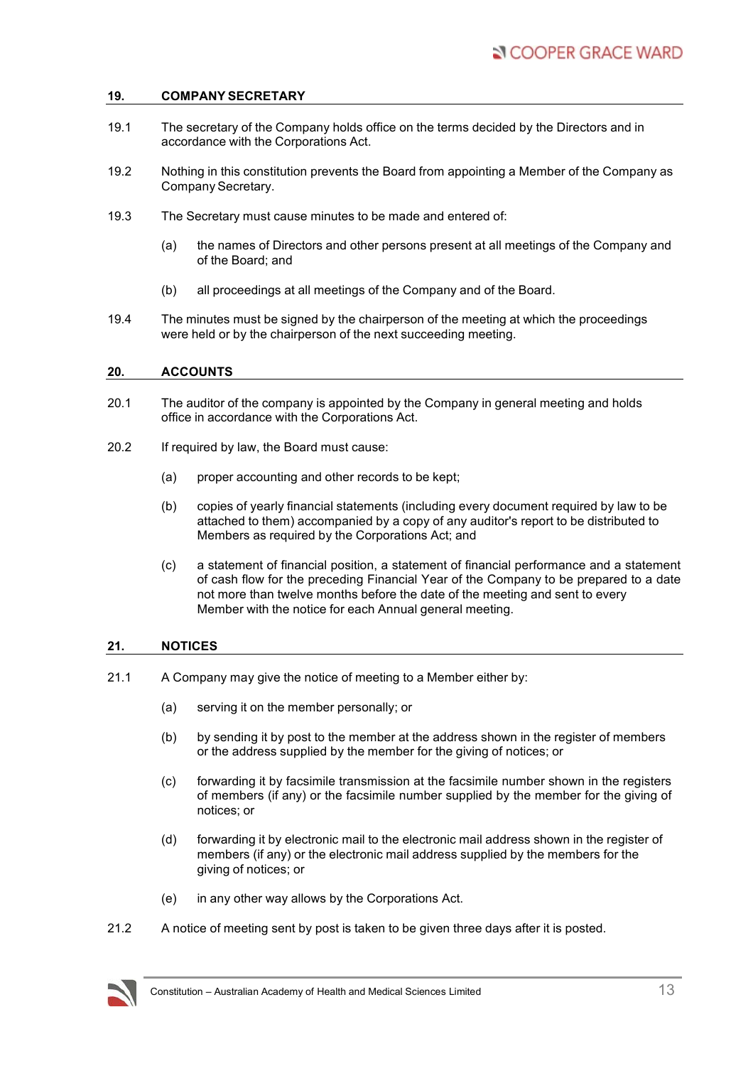## 19. COMPANY SECRETARY

19.1 The secretary of the Company holds office on the terms decided by the Directors and in accordance with the Corporations Act.

19.2 Nothing in this constitution prevents the Board from appointing a Member of the Company as Company Secretary.

19.3 The Secretary must cause minutes to be made and entered of:

- (a) the names of Directors and other persons present at all meetings of the Company and of the Board; and
- (b) all proceedings at all meetings of the Company and of the Board.

19.4 The minutes must be signed by the chairperson of the meeting at which the proceedings were held or by the chairperson of the next succeeding meeting.

## 20. ACCOUNTS

20.1 The auditor of the company is appointed by the Company in general meeting and holds office in accordance with the Corporations Act.

20.2 If required by law, the Board must cause:

- (a) proper accounting and other records to be kept;
- (b) copies of yearly financial statements (including every document required by law to be attached to them) accompanied by a copy of any auditor's report to be distributed to Members as required by the Corporations Act; and
- (c) a statement of financial position, a statement of financial performance and a statement of cash flow for the preceding Financial Year of the Company to be prepared to a date not more than twelve months before the date of the meeting and sent to every Member with the notice for each Annual general meeting.

## 21. NOTICES

21.1 A Company may give the notice of meeting to a Member either by:

- (a) serving it on the member personally; or
- (b) by sending it by post to the member at the address shown in the register of members or the address supplied by the member for the giving of notices; or
- (c) forwarding it by facsimile transmission at the facsimile number shown in the registers of members (if any) or the facsimile number supplied by the member for the giving of notices; or
- (d) forwarding it by electronic mail to the electronic mail address shown in the register of members (if any) or the electronic mail address supplied by the members for the giving of notices; or
- (e) in any other way allows by the Corporations Act.

21.2 A notice of meeting sent by post is taken to be given three days after it is posted.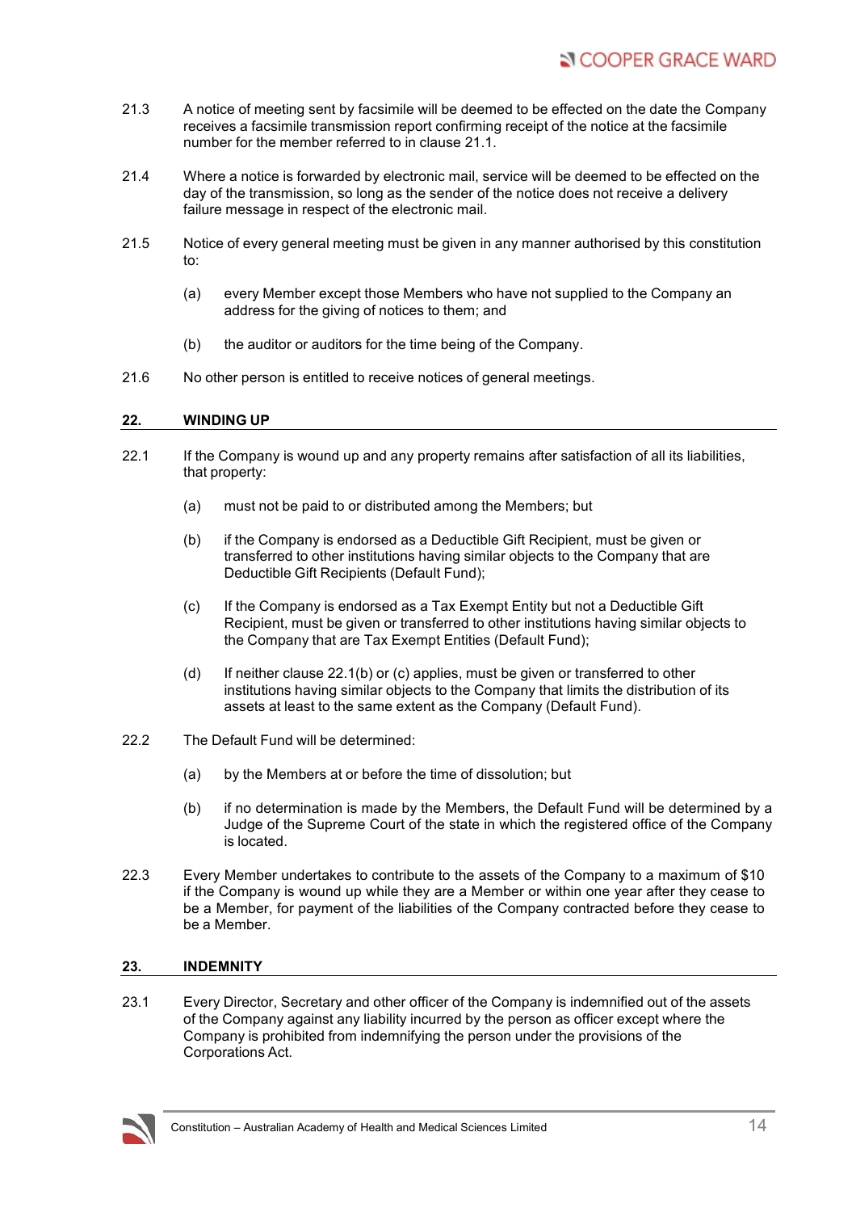21.3 A notice of meeting sent by facsimile will be deemed to be effected on the date the Company receives a facsimile transmission report confirming receipt of the notice at the facsimile number for the member referred to in clause 21.1.

21.4 Where a notice is forwarded by electronic mail, service will be deemed to be effected on the day of the transmission, so long as the sender of the notice does not receive a delivery failure message in respect of the electronic mail.

21.5 Notice of every general meeting must be given in any manner authorised by this constitution to:

(a) every Member except those Members who have not supplied to the Company an address for the giving of notices to them; and

(b) the auditor or auditors for the time being of the Company.

21.6 No other person is entitled to receive notices of general meetings.

## 22. WINDING UP

22.1 If the Company is wound up and any property remains after satisfaction of all its liabilities, that property:

(a) must not be paid to or distributed among the Members; but

(b) if the Company is endorsed as a Deductible Gift Recipient, must be given or transferred to other institutions having similar objects to the Company that are Deductible Gift Recipients (Default Fund);

(c) If the Company is endorsed as a Tax Exempt Entity but not a Deductible Gift Recipient, must be given or transferred to other institutions having similar objects to the Company that are Tax Exempt Entities (Default Fund);

(d) If neither clause 22.1(b) or (c) applies, must be given or transferred to other institutions having similar objects to the Company that limits the distribution of its assets at least to the same extent as the Company (Default Fund).

22.2 The Default Fund will be determined:

(a) by the Members at or before the time of dissolution; but

(b) if no determination is made by the Members, the Default Fund will be determined by a Judge of the Supreme Court of the state in which the registered office of the Company is located.

22.3 Every Member undertakes to contribute to the assets of the Company to a maximum of $10 if the Company is wound up while they are a Member or within one year after they cease to be a Member, for payment of the liabilities of the Company contracted before they cease to be a Member.

## 23. INDEMNITY

23.1 Every Director, Secretary and other officer of the Company is indemnified out of the assets of the Company against any liability incurred by the person as officer except where the Company is prohibited from indemnifying the person under the provisions of the Corporations Act.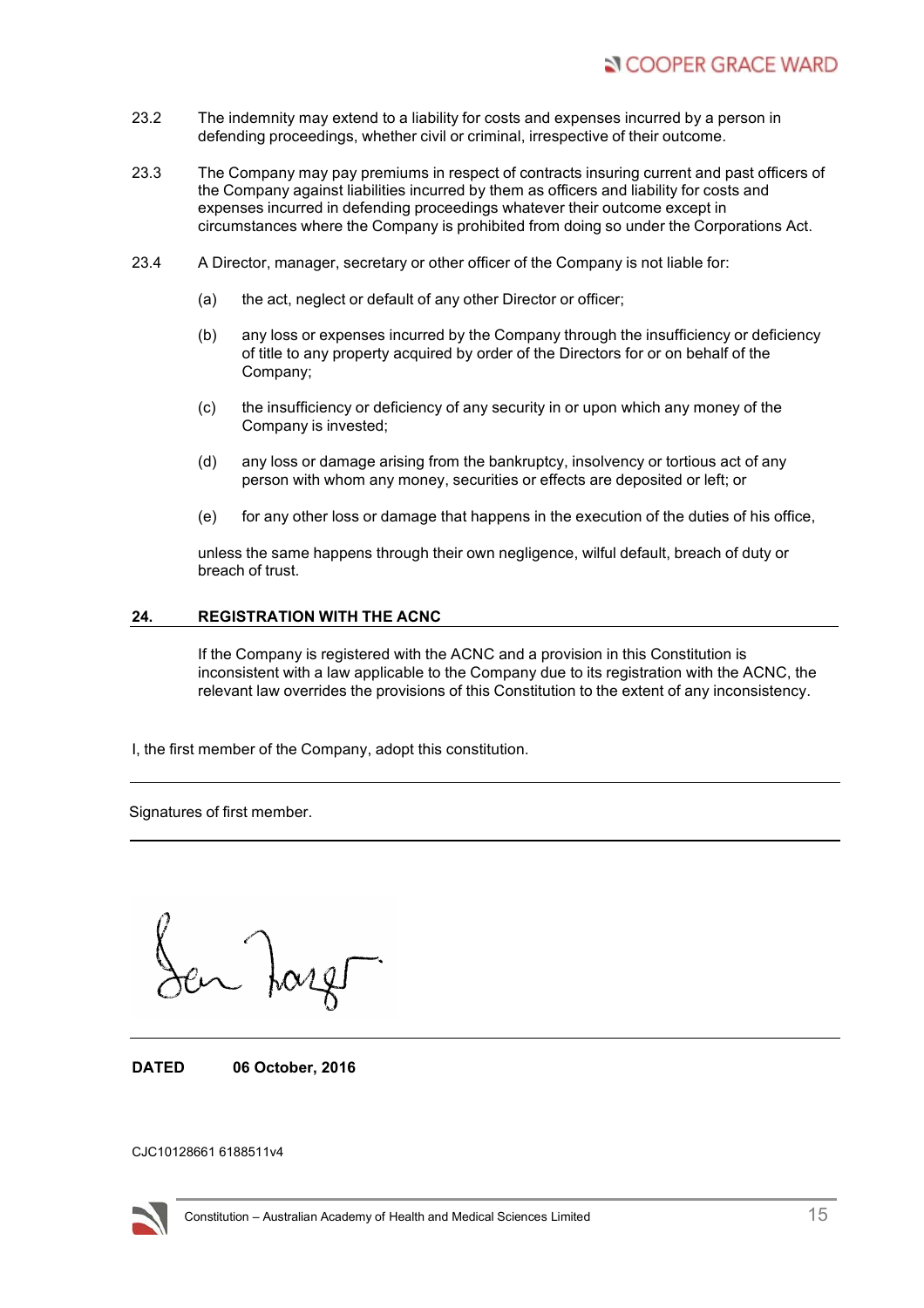23.2 The indemnity may extend to a liability for costs and expenses incurred by a person in defending proceedings, whether civil or criminal, irrespective of their outcome.

23.3 The Company may pay premiums in respect of contracts insuring current and past officers of the Company against liabilities incurred by them as officers and liability for costs and expenses incurred in defending proceedings whatever their outcome except in circumstances where the Company is prohibited from doing so under the Corporations Act.

23.4 A Director, manager, secretary or other officer of the Company is not liable for:

(a) the act, neglect or default of any other Director or officer;

(b) any loss or expenses incurred by the Company through the insufficiency or deficiency of title to any property acquired by order of the Directors for or on behalf of the Company;

(c) the insufficiency or deficiency of any security in or upon which any money of the Company is invested;

(d) any loss or damage arising from the bankruptcy, insolvency or tortious act of any person with whom any money, securities or effects are deposited or left; or

(e) for any other loss or damage that happens in the execution of the duties of his office,

unless the same happens through their own negligence, wilful default, breach of duty or breach of trust.

## 24. REGISTRATION WITH THE ACNC

If the Company is registered with the ACNC and a provision in this Constitution is inconsistent with a law applicable to the Company due to its registration with the ACNC, the relevant law overrides the provisions of this Constitution to the extent of any inconsistency.

I, the first member of the Company, adopt this constitution.

Signatures of first member.

**DATED** **06 October, 2016**

CJC10128661 6188511v4